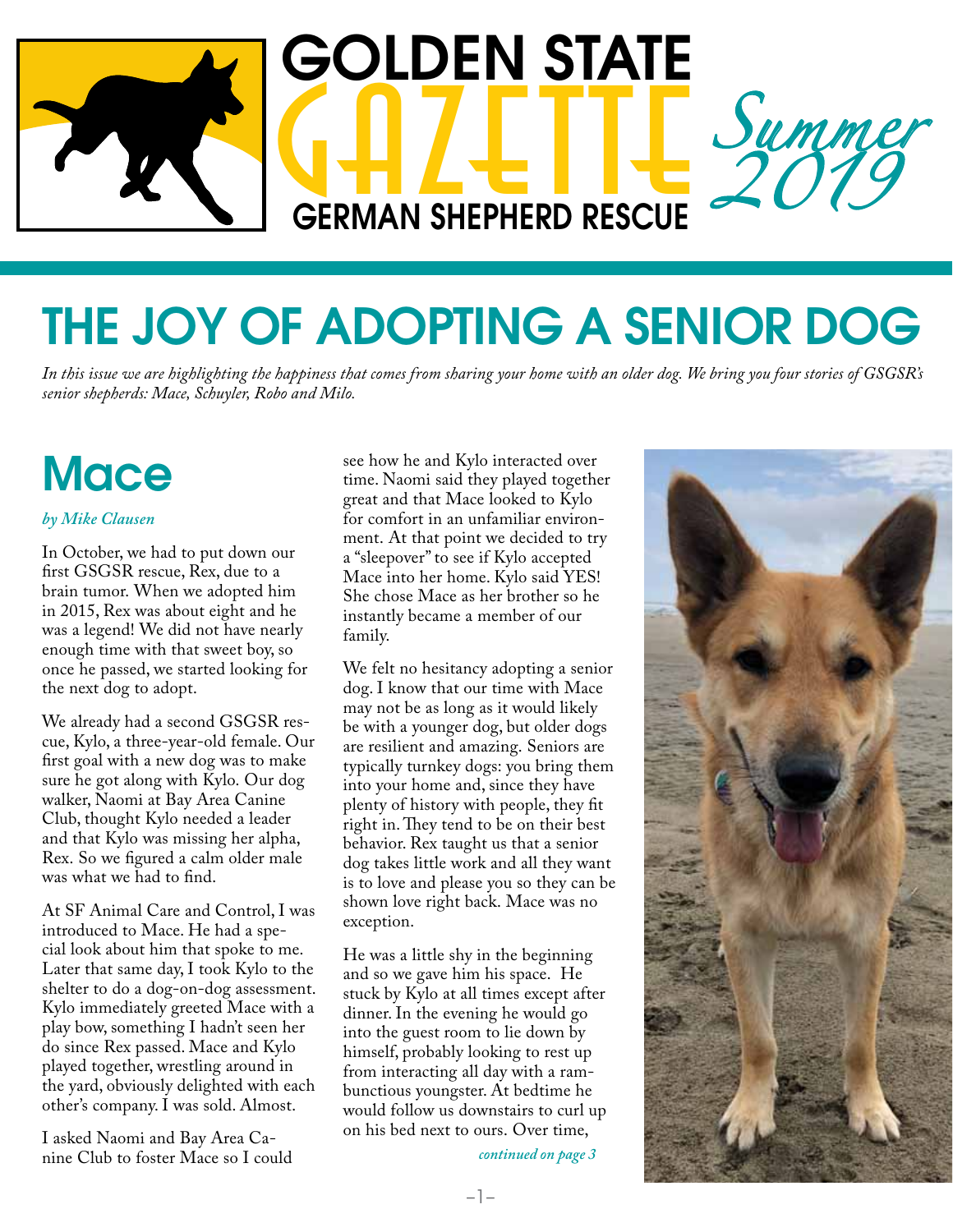# GOLDEN STATE GAZETTE

GERMAN SHEPHERD RESCUE

*Summer 2019*

# THE JOY OF ADOPTING A SENIOR DOG

*In this issue we are highlighting the happiness that comes from sharing your home with an older dog. We bring you four stories of GSGSR's senior shepherds: Mace, Schuyler, Robo and Milo.*

## Mace

***by Mike Clausen***

In October, we had to put down our first GSGSR rescue, Rex, due to a brain tumor. When we adopted him in 2015, Rex was about eight and he was a legend! We did not have nearly enough time with that sweet boy, so once he passed, we started looking for the next dog to adopt.

We already had a second GSGSR rescue, Kylo, a three-year-old female. Our first goal with a new dog was to make sure he got along with Kylo. Our dog walker, Naomi at Bay Area Canine Club, thought Kylo needed a leader and that Kylo was missing her alpha, Rex. So we figured a calm older male was what we had to find.

At SF Animal Care and Control, I was introduced to Mace. He had a special look about him that spoke to me. Later that same day, I took Kylo to the shelter to do a dog-on-dog assessment. Kylo immediately greeted Mace with a play bow, something I hadn't seen her do since Rex passed. Mace and Kylo played together, wrestling around in the yard, obviously delighted with each other's company. I was sold. Almost.

I asked Naomi and Bay Area Canine Club to foster Mace so I could see how he and Kylo interacted over time. Naomi said they played together great and that Mace looked to Kylo for comfort in an unfamiliar environment. At that point we decided to try a "sleepover" to see if Kylo accepted Mace into her home. Kylo said YES! She chose Mace as her brother so he instantly became a member of our family.

We felt no hesitancy adopting a senior dog. I know that our time with Mace may not be as long as it would likely be with a younger dog, but older dogs are resilient and amazing. Seniors are typically turnkey dogs: you bring them into your home and, since they have plenty of history with people, they fit right in. They tend to be on their best behavior. Rex taught us that a senior dog takes little work and all they want is to love and please you so they can be shown love right back. Mace was no exception.

He was a little shy in the beginning and so we gave him his space. He stuck by Kylo at all times except after dinner. In the evening he would go into the guest room to lie down by himself, probably looking to rest up from interacting all day with a rambunctious youngster. At bedtime he would follow us downstairs to curl up on his bed next to ours. Over time,

*continued on page 3*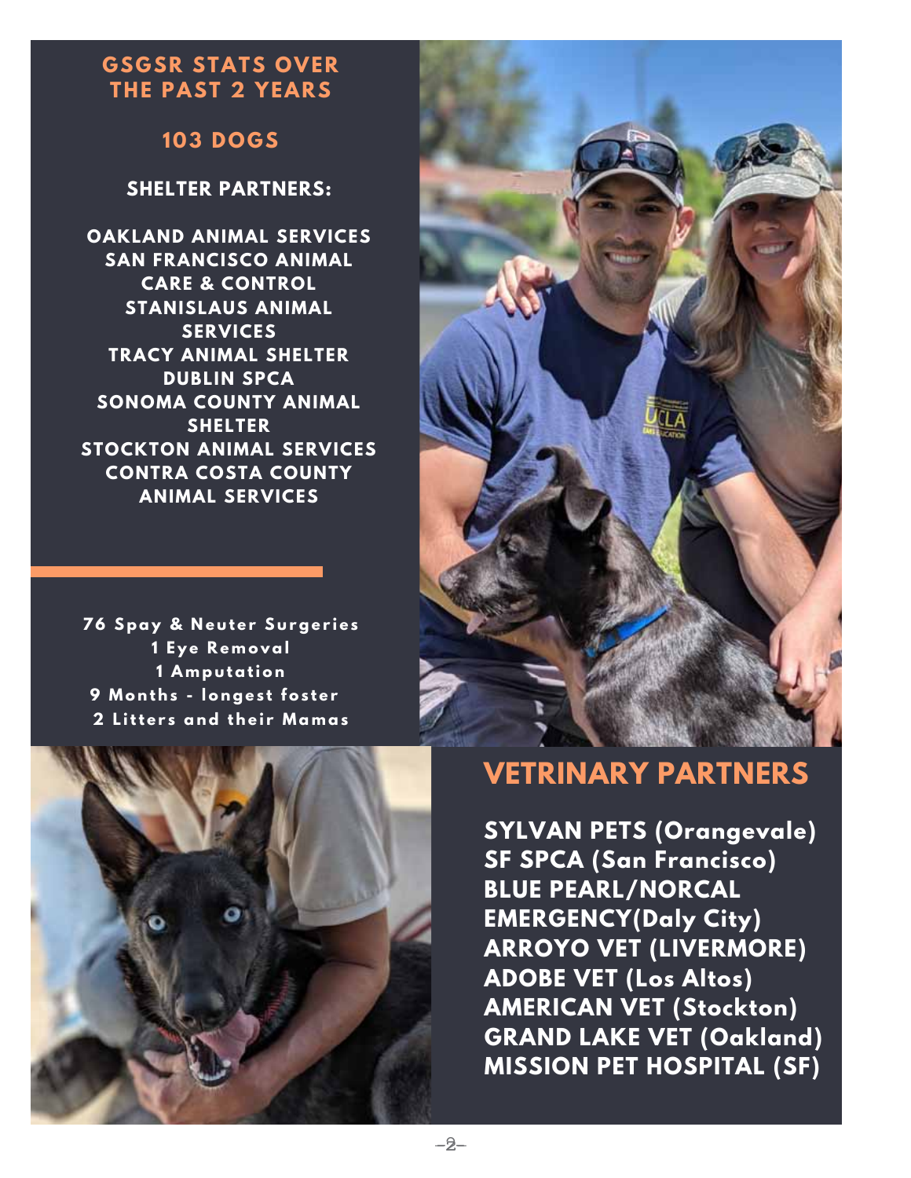## GSGSR STATS OVER THE PAST 2 YEARS

### 103 DOGS

**SHELTER PARTNERS:**

**OAKLAND ANIMAL SERVICES**
**SAN FRANCISCO ANIMAL CARE & CONTROL**
**STANISLAUS ANIMAL SERVICES**
**TRACY ANIMAL SHELTER**
**DUBLIN SPCA**
**SONOMA COUNTY ANIMAL SHELTER**
**STOCKTON ANIMAL SERVICES**
**CONTRA COSTA COUNTY ANIMAL SERVICES**

**76 Spay & Neuter Surgeries**
**1 Eye Removal**
**1 Amputation**
**9 Months - longest foster**
**2 Litters and their Mamas**

## VETRINARY PARTNERS

**SYLVAN PETS (Orangevale)**
**SF SPCA (San Francisco)**
**BLUE PEARL/NORCAL EMERGENCY(Daly City)**
**ARROYO VET (LIVERMORE)**
**ADOBE VET (Los Altos)**
**AMERICAN VET (Stockton)**
**GRAND LAKE VET (Oakland)**
**MISSION PET HOSPITAL (SF)**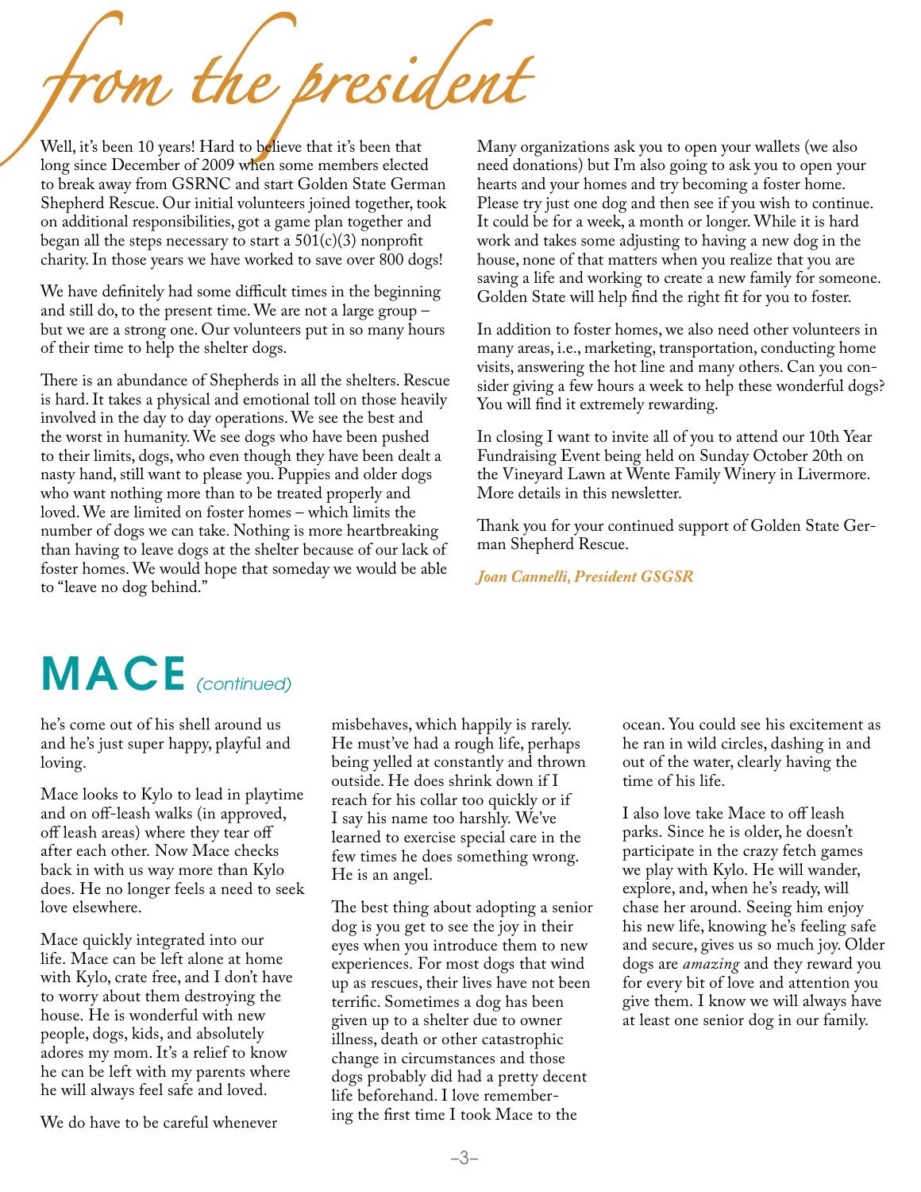# from the president

Well, it's been 10 years! Hard to believe that it's been that long since December of 2009 when some members elected to break away from GSRNC and start Golden State German Shepherd Rescue. Our initial volunteers joined together, took on additional responsibilities, got a game plan together and began all the steps necessary to start a 501(c)(3) nonprofit charity. In those years we have worked to save over 800 dogs!

We have definitely had some difficult times in the beginning and still do, to the present time. We are not a large group – but we are a strong one. Our volunteers put in so many hours of their time to help the shelter dogs.

There is an abundance of Shepherds in all the shelters. Rescue is hard. It takes a physical and emotional toll on those heavily involved in the day to day operations. We see the best and the worst in humanity. We see dogs who have been pushed to their limits, dogs, who even though they have been dealt a nasty hand, still want to please you. Puppies and older dogs who want nothing more than to be treated properly and loved. We are limited on foster homes – which limits the number of dogs we can take. Nothing is more heartbreaking than having to leave dogs at the shelter because of our lack of foster homes. We would hope that someday we would be able to "leave no dog behind."

Many organizations ask you to open your wallets (we also need donations) but I'm also going to ask you to open your hearts and your homes and try becoming a foster home. Please try just one dog and then see if you wish to continue. It could be for a week, a month or longer. While it is hard work and takes some adjusting to having a new dog in the house, none of that matters when you realize that you are saving a life and working to create a new family for someone. Golden State will help find the right fit for you to foster.

In addition to foster homes, we also need other volunteers in many areas, i.e., marketing, transportation, conducting home visits, answering the hot line and many others. Can you consider giving a few hours a week to help these wonderful dogs? You will find it extremely rewarding.

In closing I want to invite all of you to attend our 10th Year Fundraising Event being held on Sunday October 20th on the Vineyard Lawn at Wente Family Winery in Livermore. More details in this newsletter.

Thank you for your continued support of Golden State German Shepherd Rescue.

***Joan Cannelli, President GSGSR***

# MACE *(continued)*

he's come out of his shell around us and he's just super happy, playful and loving.

Mace looks to Kylo to lead in playtime and on off-leash walks (in approved, off leash areas) where they tear off after each other. Now Mace checks back in with us way more than Kylo does. He no longer feels a need to seek love elsewhere.

Mace quickly integrated into our life. Mace can be left alone at home with Kylo, crate free, and I don't have to worry about them destroying the house. He is wonderful with new people, dogs, kids, and absolutely adores my mom. It's a relief to know he can be left with my parents where he will always feel safe and loved.

We do have to be careful whenever misbehaves, which happily is rarely. He must've had a rough life, perhaps being yelled at constantly and thrown outside. He does shrink down if I reach for his collar too quickly or if I say his name too harshly. We've learned to exercise special care in the few times he does something wrong. He is an angel.

The best thing about adopting a senior dog is you get to see the joy in their eyes when you introduce them to new experiences. For most dogs that wind up as rescues, their lives have not been terrific. Sometimes a dog has been given up to a shelter due to owner illness, death or other catastrophic change in circumstances and those dogs probably did had a pretty decent life beforehand. I love remembering the first time I took Mace to the ocean. You could see his excitement as he ran in wild circles, dashing in and out of the water, clearly having the time of his life.

I also love take Mace to off leash parks. Since he is older, he doesn't participate in the crazy fetch games we play with Kylo. He will wander, explore, and, when he's ready, will chase her around. Seeing him enjoy his new life, knowing he's feeling safe and secure, gives us so much joy. Older dogs are *amazing* and they reward you for every bit of love and attention you give them. I know we will always have at least one senior dog in our family.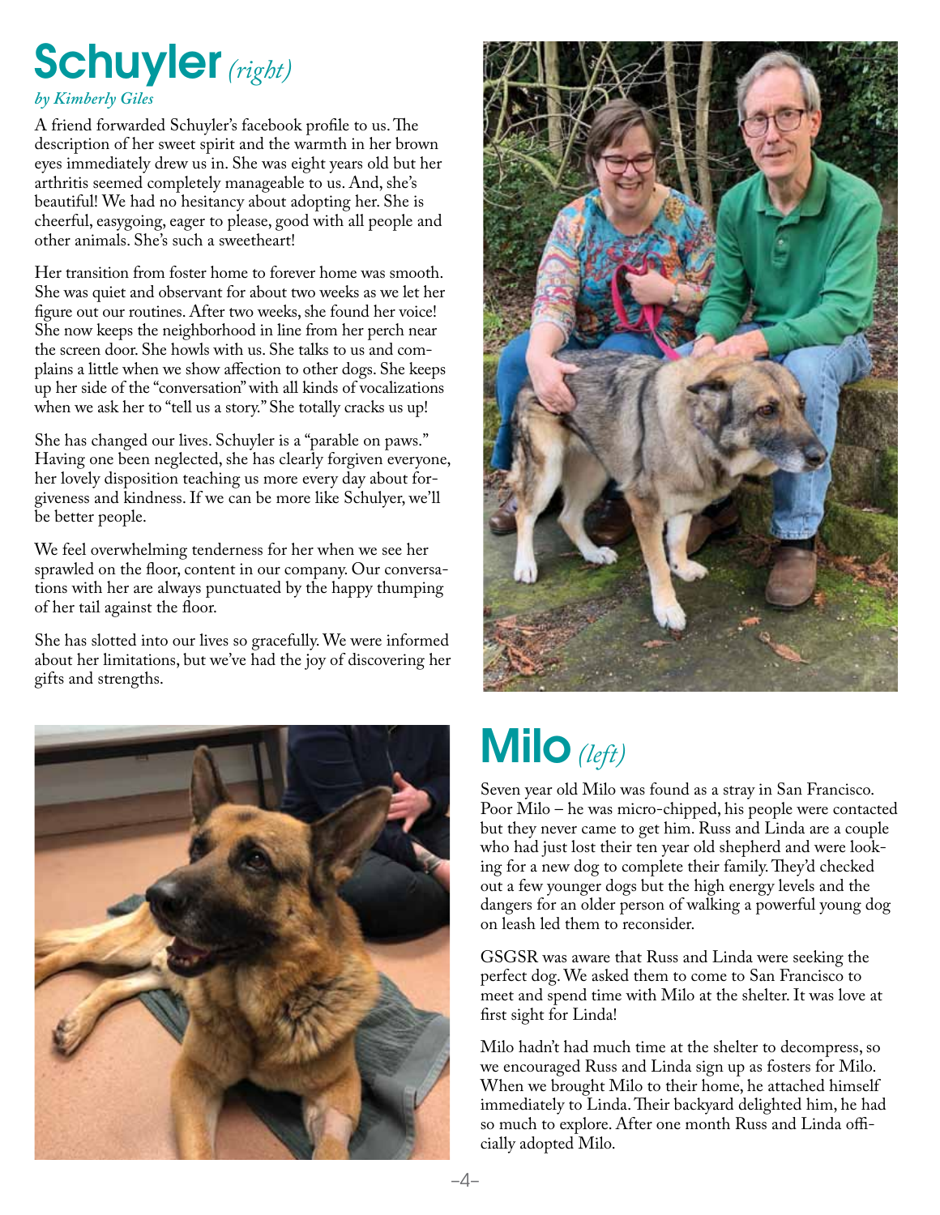# Schuyler *(right)*

*by Kimberly Giles*

A friend forwarded Schuyler's facebook profile to us. The description of her sweet spirit and the warmth in her brown eyes immediately drew us in. She was eight years old but her arthritis seemed completely manageable to us. And, she's beautiful! We had no hesitancy about adopting her. She is cheerful, easygoing, eager to please, good with all people and other animals. She's such a sweetheart!

Her transition from foster home to forever home was smooth. She was quiet and observant for about two weeks as we let her figure out our routines. After two weeks, she found her voice! She now keeps the neighborhood in line from her perch near the screen door. She howls with us. She talks to us and complains a little when we show affection to other dogs. She keeps up her side of the "conversation" with all kinds of vocalizations when we ask her to "tell us a story." She totally cracks us up!

She has changed our lives. Schuyler is a "parable on paws." Having one been neglected, she has clearly forgiven everyone, her lovely disposition teaching us more every day about forgiveness and kindness. If we can be more like Schulyer, we'll be better people.

We feel overwhelming tenderness for her when we see her sprawled on the floor, content in our company. Our conversations with her are always punctuated by the happy thumping of her tail against the floor.

She has slotted into our lives so gracefully. We were informed about her limitations, but we've had the joy of discovering her gifts and strengths.

# Milo *(left)*

Seven year old Milo was found as a stray in San Francisco. Poor Milo – he was micro-chipped, his people were contacted but they never came to get him. Russ and Linda are a couple who had just lost their ten year old shepherd and were looking for a new dog to complete their family. They'd checked out a few younger dogs but the high energy levels and the dangers for an older person of walking a powerful young dog on leash led them to reconsider.

GSGSR was aware that Russ and Linda were seeking the perfect dog. We asked them to come to San Francisco to meet and spend time with Milo at the shelter. It was love at first sight for Linda!

Milo hadn't had much time at the shelter to decompress, so we encouraged Russ and Linda sign up as fosters for Milo. When we brought Milo to their home, he attached himself immediately to Linda. Their backyard delighted him, he had so much to explore. After one month Russ and Linda officially adopted Milo.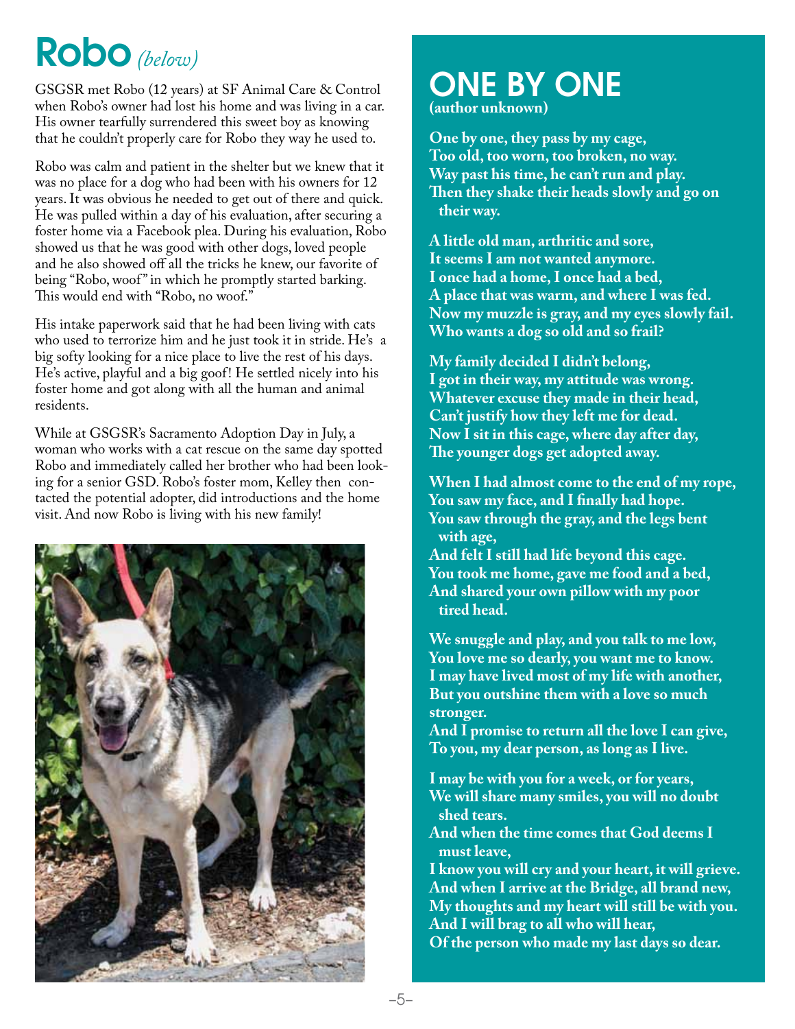# Robo *(below)*

GSGSR met Robo (12 years) at SF Animal Care & Control when Robo's owner had lost his home and was living in a car. His owner tearfully surrendered this sweet boy as knowing that he couldn't properly care for Robo they way he used to.

Robo was calm and patient in the shelter but we knew that it was no place for a dog who had been with his owners for 12 years. It was obvious he needed to get out of there and quick. He was pulled within a day of his evaluation, after securing a foster home via a Facebook plea. During his evaluation, Robo showed us that he was good with other dogs, loved people and he also showed off all the tricks he knew, our favorite of being "Robo, woof" in which he promptly started barking. This would end with "Robo, no woof."

His intake paperwork said that he had been living with cats who used to terrorize him and he just took it in stride. He's a big softy looking for a nice place to live the rest of his days. He's active, playful and a big goof! He settled nicely into his foster home and got along with all the human and animal residents.

While at GSGSR's Sacramento Adoption Day in July, a woman who works with a cat rescue on the same day spotted Robo and immediately called her brother who had been looking for a senior GSD. Robo's foster mom, Kelley then contacted the potential adopter, did introductions and the home visit. And now Robo is living with his new family!

## ONE BY ONE

**(author unknown)**

**One by one, they pass by my cage,**
**Too old, too worn, too broken, no way.**
**Way past his time, he can't run and play.**
**Then they shake their heads slowly and go on their way.**

**A little old man, arthritic and sore,**
**It seems I am not wanted anymore.**
**I once had a home, I once had a bed,**
**A place that was warm, and where I was fed.**
**Now my muzzle is gray, and my eyes slowly fail.**
**Who wants a dog so old and so frail?**

**My family decided I didn't belong,**
**I got in their way, my attitude was wrong.**
**Whatever excuse they made in their head,**
**Can't justify how they left me for dead.**
**Now I sit in this cage, where day after day,**
**The younger dogs get adopted away.**

**When I had almost come to the end of my rope,**
**You saw my face, and I finally had hope.**
**You saw through the gray, and the legs bent with age,**
**And felt I still had life beyond this cage.**
**You took me home, gave me food and a bed,**
**And shared your own pillow with my poor tired head.**

**We snuggle and play, and you talk to me low,**
**You love me so dearly, you want me to know.**
**I may have lived most of my life with another,**
**But you outshine them with a love so much stronger.**
**And I promise to return all the love I can give,**
**To you, my dear person, as long as I live.**

**I may be with you for a week, or for years,**
**We will share many smiles, you will no doubt shed tears.**
**And when the time comes that God deems I must leave,**
**I know you will cry and your heart, it will grieve.**
**And when I arrive at the Bridge, all brand new,**
**My thoughts and my heart will still be with you.**
**And I will brag to all who will hear,**
**Of the person who made my last days so dear.**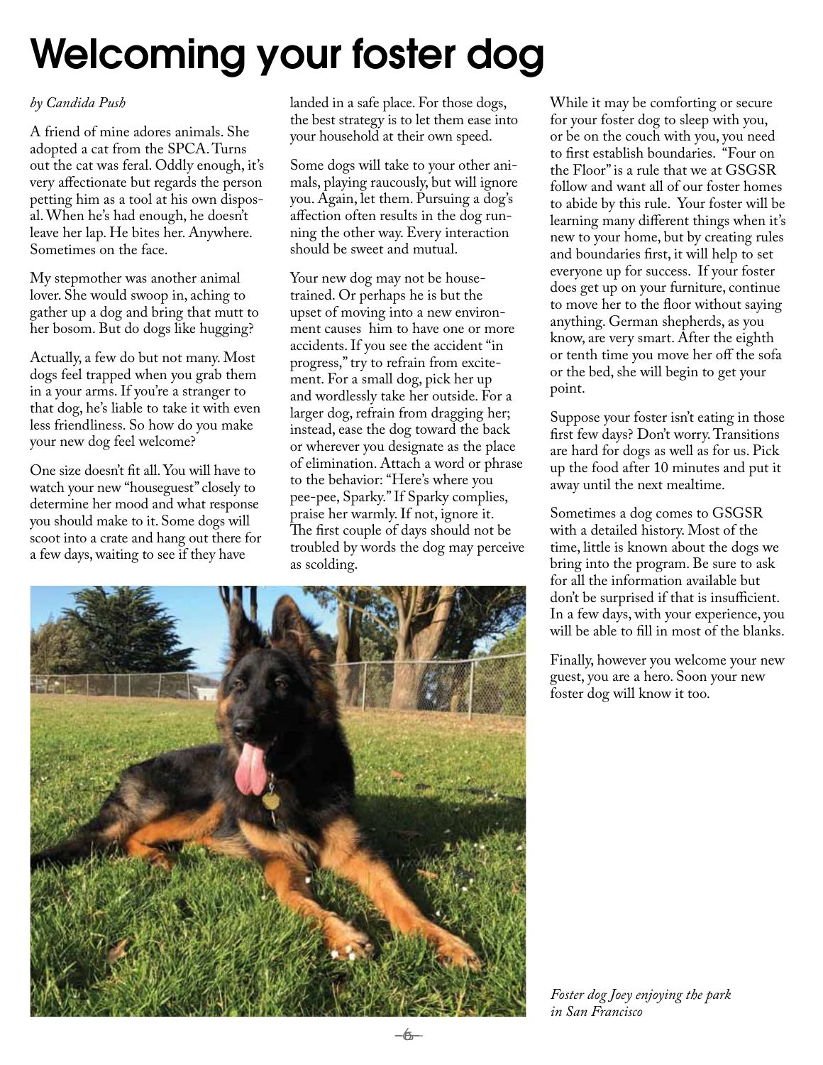# Welcoming your foster dog

*by Candida Push*

A friend of mine adores animals. She adopted a cat from the SPCA. Turns out the cat was feral. Oddly enough, it's very affectionate but regards the person petting him as a tool at his own disposal. When he's had enough, he doesn't leave her lap. He bites her. Anywhere. Sometimes on the face.

My stepmother was another animal lover. She would swoop in, aching to gather up a dog and bring that mutt to her bosom. But do dogs like hugging?

Actually, a few do but not many. Most dogs feel trapped when you grab them in a your arms. If you're a stranger to that dog, he's liable to take it with even less friendliness. So how do you make your new dog feel welcome?

One size doesn't fit all. You will have to watch your new "houseguest" closely to determine her mood and what response you should make to it. Some dogs will scoot into a crate and hang out there for a few days, waiting to see if they have landed in a safe place. For those dogs, the best strategy is to let them ease into your household at their own speed.

Some dogs will take to your other animals, playing raucously, but will ignore you. Again, let them. Pursuing a dog's affection often results in the dog running the other way. Every interaction should be sweet and mutual.

Your new dog may not be housetrained. Or perhaps he is but the upset of moving into a new environment causes him to have one or more accidents. If you see the accident "in progress," try to refrain from excitement. For a small dog, pick her up and wordlessly take her outside. For a larger dog, refrain from dragging her; instead, ease the dog toward the back or wherever you designate as the place of elimination. Attach a word or phrase to the behavior: "Here's where you pee-pee, Sparky." If Sparky complies, praise her warmly. If not, ignore it. The first couple of days should not be troubled by words the dog may perceive as scolding.

While it may be comforting or secure for your foster dog to sleep with you, or be on the couch with you, you need to first establish boundaries. "Four on the Floor" is a rule that we at GSGSR follow and want all of our foster homes to abide by this rule. Your foster will be learning many different things when it's new to your home, but by creating rules and boundaries first, it will help to set everyone up for success. If your foster does get up on your furniture, continue to move her to the floor without saying anything. German shepherds, as you know, are very smart. After the eighth or tenth time you move her off the sofa or the bed, she will begin to get your point.

Suppose your foster isn't eating in those first few days? Don't worry. Transitions are hard for dogs as well as for us. Pick up the food after 10 minutes and put it away until the next mealtime.

Sometimes a dog comes to GSGSR with a detailed history. Most of the time, little is known about the dogs we bring into the program. Be sure to ask for all the information available but don't be surprised if that is insufficient. In a few days, with your experience, you will be able to fill in most of the blanks.

Finally, however you welcome your new guest, you are a hero. Soon your new foster dog will know it too.

*Foster dog Joey enjoying the park in San Francisco*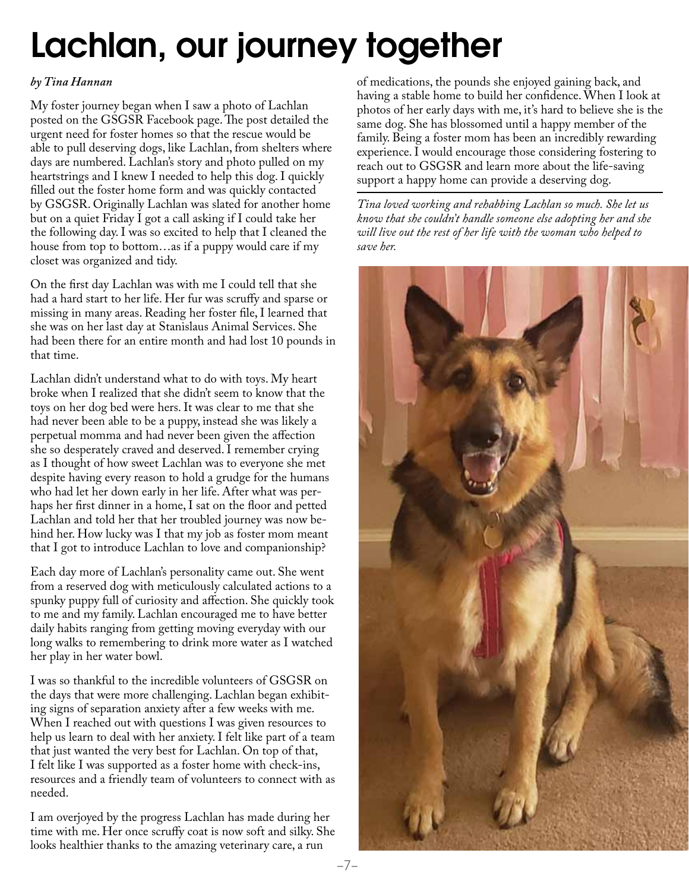# Lachlan, our journey together

***by Tina Hannan***

My foster journey began when I saw a photo of Lachlan posted on the GSGSR Facebook page. The post detailed the urgent need for foster homes so that the rescue would be able to pull deserving dogs, like Lachlan, from shelters where days are numbered. Lachlan's story and photo pulled on my heartstrings and I knew I needed to help this dog. I quickly filled out the foster home form and was quickly contacted by GSGSR. Originally Lachlan was slated for another home but on a quiet Friday I got a call asking if I could take her the following day. I was so excited to help that I cleaned the house from top to bottom…as if a puppy would care if my closet was organized and tidy.

On the first day Lachlan was with me I could tell that she had a hard start to her life. Her fur was scruffy and sparse or missing in many areas. Reading her foster file, I learned that she was on her last day at Stanislaus Animal Services. She had been there for an entire month and had lost 10 pounds in that time.

Lachlan didn't understand what to do with toys. My heart broke when I realized that she didn't seem to know that the toys on her dog bed were hers. It was clear to me that she had never been able to be a puppy, instead she was likely a perpetual momma and had never been given the affection she so desperately craved and deserved. I remember crying as I thought of how sweet Lachlan was to everyone she met despite having every reason to hold a grudge for the humans who had let her down early in her life. After what was perhaps her first dinner in a home, I sat on the floor and petted Lachlan and told her that her troubled journey was now behind her. How lucky was I that my job as foster mom meant that I got to introduce Lachlan to love and companionship?

Each day more of Lachlan's personality came out. She went from a reserved dog with meticulously calculated actions to a spunky puppy full of curiosity and affection. She quickly took to me and my family. Lachlan encouraged me to have better daily habits ranging from getting moving everyday with our long walks to remembering to drink more water as I watched her play in her water bowl.

I was so thankful to the incredible volunteers of GSGSR on the days that were more challenging. Lachlan began exhibiting signs of separation anxiety after a few weeks with me. When I reached out with questions I was given resources to help us learn to deal with her anxiety. I felt like part of a team that just wanted the very best for Lachlan. On top of that, I felt like I was supported as a foster home with check-ins, resources and a friendly team of volunteers to connect with as needed.

I am overjoyed by the progress Lachlan has made during her time with me. Her once scruffy coat is now soft and silky. She looks healthier thanks to the amazing veterinary care, a run of medications, the pounds she enjoyed gaining back, and having a stable home to build her confidence. When I look at photos of her early days with me, it's hard to believe she is the same dog. She has blossomed until a happy member of the family. Being a foster mom has been an incredibly rewarding experience. I would encourage those considering fostering to reach out to GSGSR and learn more about the life-saving support a happy home can provide a deserving dog.

---

*Tina loved working and rehabbing Lachlan so much. She let us know that she couldn't handle someone else adopting her and she will live out the rest of her life with the woman who helped to save her.*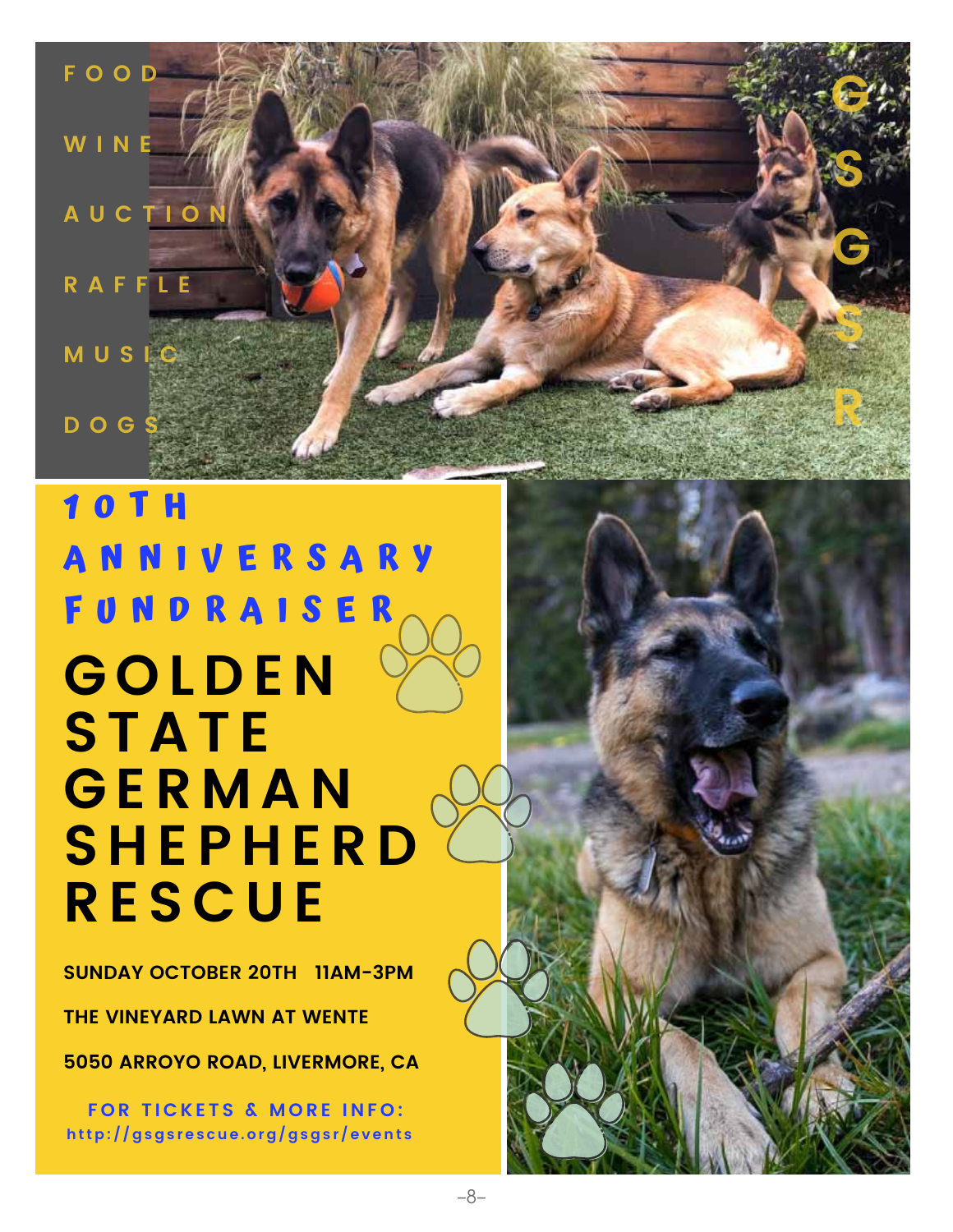FOOD

WINE

AUCTION

RAFFLE

MUSIC

DOGS

GSGSR

## 10TH ANNIVERSARY FUNDRAISER

# GOLDEN STATE GERMAN SHEPHERD RESCUE

**SUNDAY OCTOBER 20TH 11AM-3PM**

**THE VINEYARD LAWN AT WENTE**

**5050 ARROYO ROAD, LIVERMORE, CA**

FOR TICKETS & MORE INFO:
http://gsgsrescue.org/gsgsr/events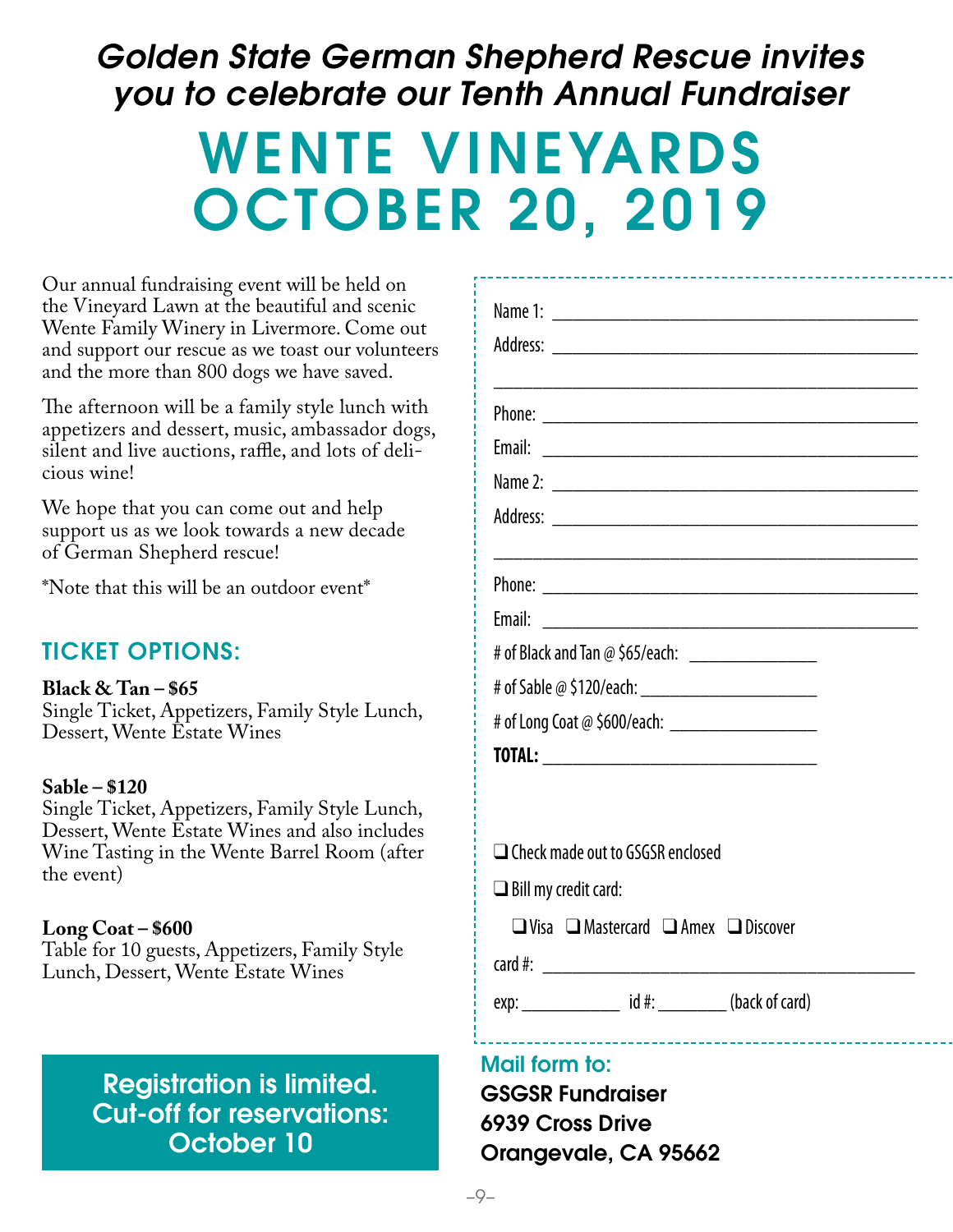*Golden State German Shepherd Rescue invites you to celebrate our Tenth Annual Fundraiser*

# WENTE VINEYARDS OCTOBER 20, 2019

Our annual fundraising event will be held on the Vineyard Lawn at the beautiful and scenic Wente Family Winery in Livermore. Come out and support our rescue as we toast our volunteers and the more than 800 dogs we have saved.

The afternoon will be a family style lunch with appetizers and dessert, music, ambassador dogs, silent and live auctions, raffle, and lots of delicious wine!

We hope that you can come out and help support us as we look towards a new decade of German Shepherd rescue!

*Note that this will be an outdoor event*

## TICKET OPTIONS:

**Black & Tan – $65**
Single Ticket, Appetizers, Family Style Lunch, Dessert, Wente Estate Wines

**Sable – $120**
Single Ticket, Appetizers, Family Style Lunch, Dessert, Wente Estate Wines and also includes Wine Tasting in the Wente Barrel Room (after the event)

**Long Coat – $600**
Table for 10 guests, Appetizers, Family Style Lunch, Dessert, Wente Estate Wines

**Registration is limited. Cut-off for reservations: October 10**

Name 1: ______________________________

Address: ______________________________

______________________________

Phone: ______________________________

Email: ______________________________

Name 2: ______________________________

Address: ______________________________

______________________________

Phone: ______________________________

Email: ______________________________

# of Black and Tan @ $65/each: __________

# of Sable @ $120/each: __________

# of Long Coat @ $600/each: __________

**TOTAL:** __________

❑ Check made out to GSGSR enclosed

❑ Bill my credit card:

❑ Visa ❑ Mastercard ❑ Amex ❑ Discover

card #: ______________________________

exp: __________ id #: ________ (back of card)

**Mail form to:**

**GSGSR Fundraiser**
**6939 Cross Drive**
**Orangevale, CA 95662**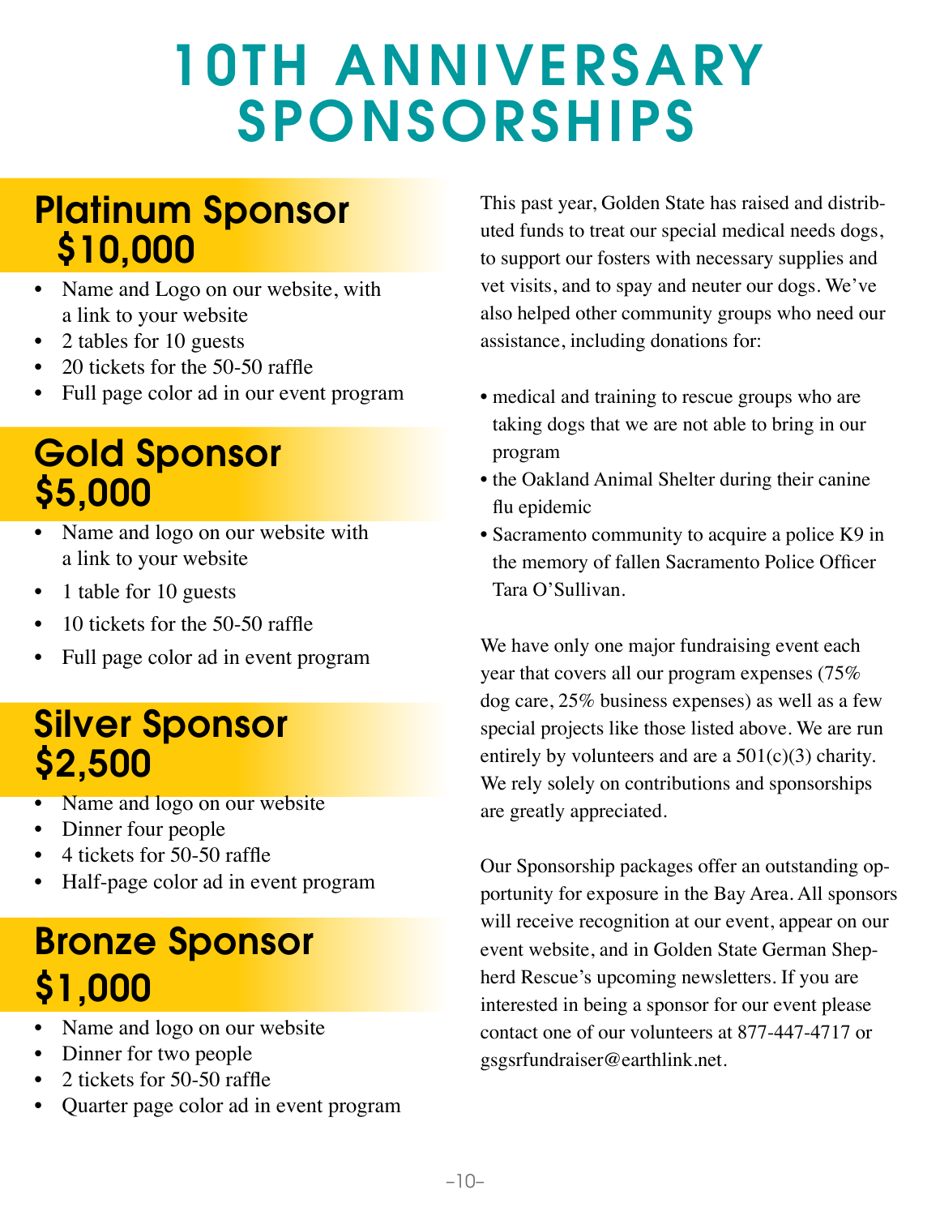# 10TH ANNIVERSARY SPONSORSHIPS

## Platinum Sponsor $10,000

- Name and Logo on our website, with a link to your website
- 2 tables for 10 guests
- 20 tickets for the 50-50 raffle
- Full page color ad in our event program

## Gold Sponsor $5,000

- Name and logo on our website with a link to your website
- 1 table for 10 guests
- 10 tickets for the 50-50 raffle
- Full page color ad in event program

## Silver Sponsor $2,500

- Name and logo on our website
- Dinner four people
- 4 tickets for 50-50 raffle
- Half-page color ad in event program

## Bronze Sponsor $1,000

- Name and logo on our website
- Dinner for two people
- 2 tickets for 50-50 raffle
- Quarter page color ad in event program

This past year, Golden State has raised and distributed funds to treat our special medical needs dogs, to support our fosters with necessary supplies and vet visits, and to spay and neuter our dogs. We've also helped other community groups who need our assistance, including donations for:

- medical and training to rescue groups who are taking dogs that we are not able to bring in our program
- the Oakland Animal Shelter during their canine flu epidemic
- Sacramento community to acquire a police K9 in the memory of fallen Sacramento Police Officer Tara O'Sullivan.

We have only one major fundraising event each year that covers all our program expenses (75% dog care, 25% business expenses) as well as a few special projects like those listed above. We are run entirely by volunteers and are a 501(c)(3) charity. We rely solely on contributions and sponsorships are greatly appreciated.

Our Sponsorship packages offer an outstanding opportunity for exposure in the Bay Area. All sponsors will receive recognition at our event, appear on our event website, and in Golden State German Shepherd Rescue's upcoming newsletters. If you are interested in being a sponsor for our event please contact one of our volunteers at 877-447-4717 or gsgsrfundraiser@earthlink.net.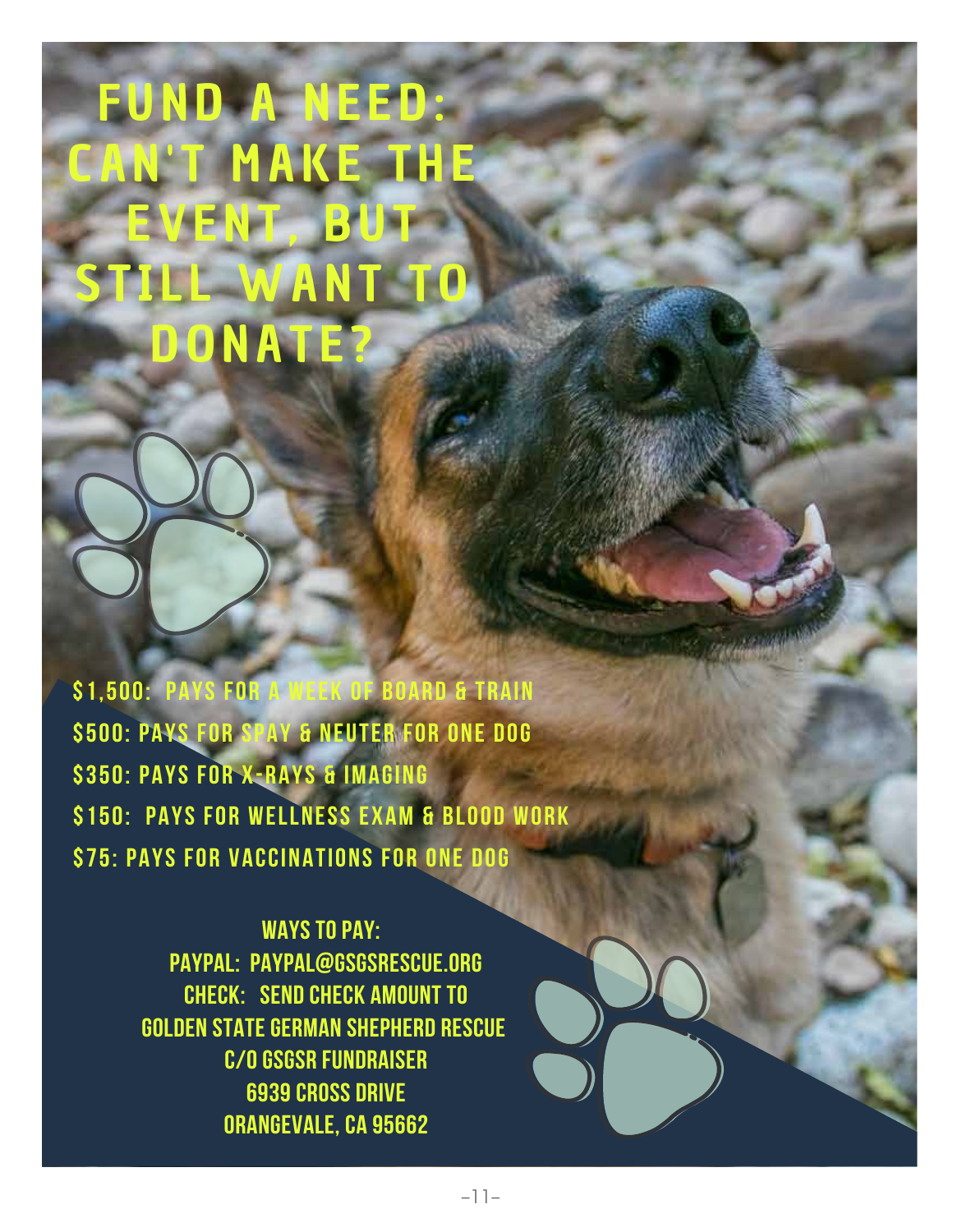# FUND A NEED: CAN'T MAKE THE EVENT, BUT STILL WANT TO DONATE?

- $1,500: PAYS FOR A WEEK OF BOARD & TRAIN
- $500: PAYS FOR SPAY & NEUTER FOR ONE DOG
- $350: PAYS FOR X-RAYS & IMAGING
- $150: PAYS FOR WELLNESS EXAM & BLOOD WORK
- $75: PAYS FOR VACCINATIONS FOR ONE DOG

**WAYS TO PAY:**

PAYPAL: PAYPAL@GSGSRESCUE.ORG

CHECK: SEND CHECK AMOUNT TO
GOLDEN STATE GERMAN SHEPHERD RESCUE
C/O GSGSR FUNDRAISER
6939 CROSS DRIVE
ORANGEVALE, CA 95662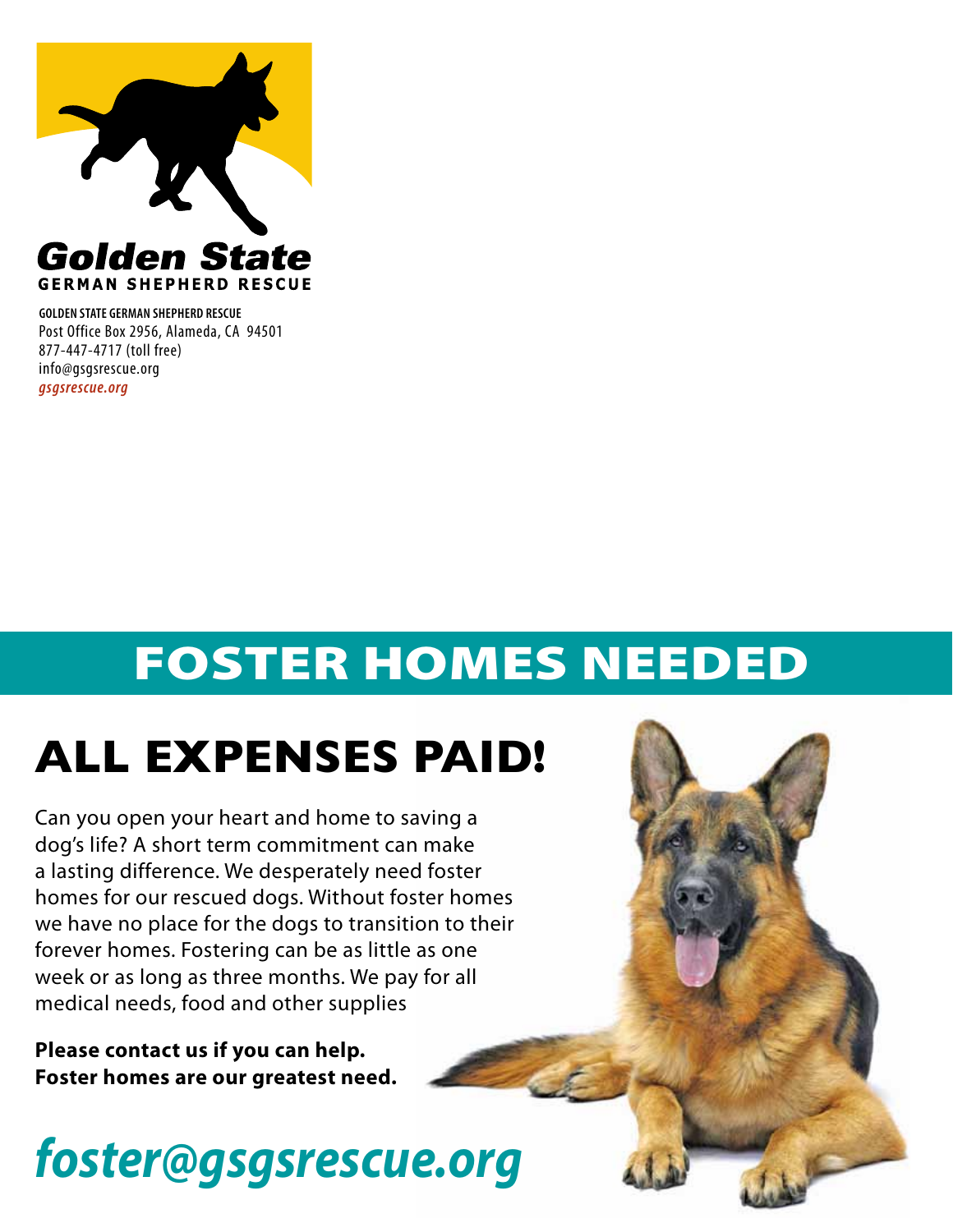**Golden State**
**GERMAN SHEPHERD RESCUE**

**GOLDEN STATE GERMAN SHEPHERD RESCUE**
Post Office Box 2956, Alameda, CA 94501
877-447-4717 (toll free)
info@gsgsrescue.org
*gsgsrescue.org*

# FOSTER HOMES NEEDED

## ALL EXPENSES PAID!

Can you open your heart and home to saving a dog's life? A short term commitment can make a lasting difference. We desperately need foster homes for our rescued dogs. Without foster homes we have no place for the dogs to transition to their forever homes. Fostering can be as little as one week or as long as three months. We pay for all medical needs, food and other supplies

**Please contact us if you can help.**
**Foster homes are our greatest need.**

***foster@gsgsrescue.org***